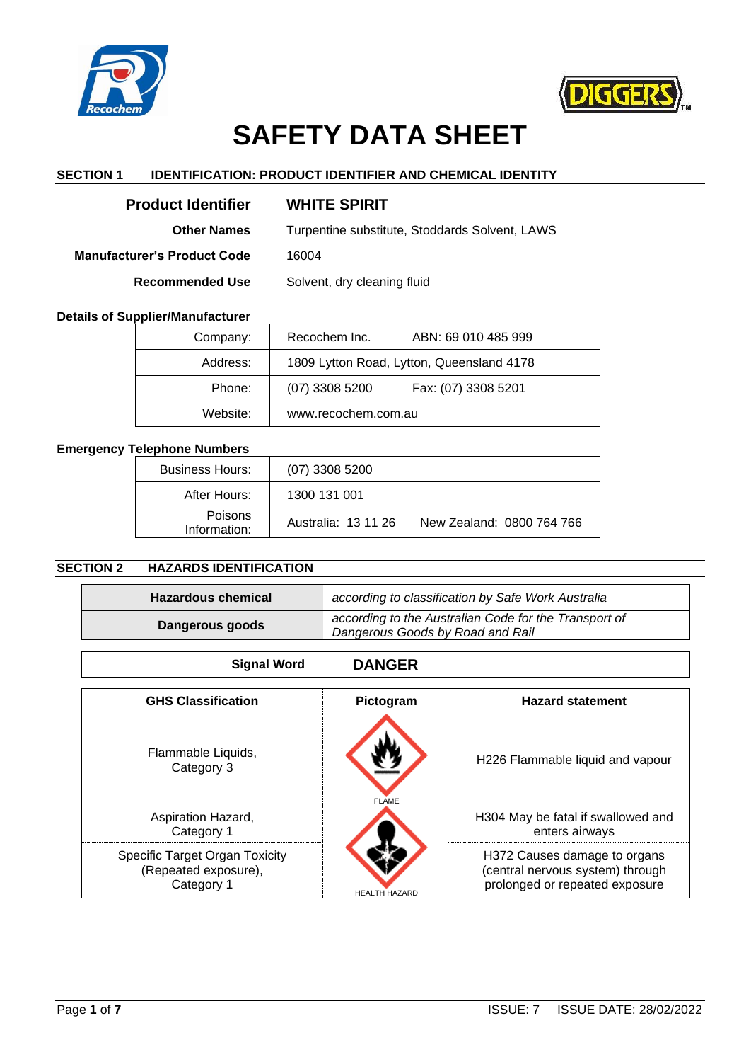# SAFETY DATA SHEET

## SECTION 1 IDENTIFICATION: PRODUCT IDENTIFIER AND CHEMICAL IDENTITY

| | |
|---|---|
| **Product Identifier** | **WHITE SPIRIT** |
| **Other Names** | Turpentine substitute, Stoddards Solvent, LAWS |
| **Manufacturer's Product Code** | 16004 |
| **Recommended Use** | Solvent, dry cleaning fluid |

**Details of Supplier/Manufacturer**

| | | |
|---|---|---|
| Company: | Recochem Inc. | ABN: 69 010 485 999 |
| Address: | 1809 Lytton Road, Lytton, Queensland 4178 | |
| Phone: | (07) 3308 5200 | Fax: (07) 3308 5201 |
| Website: | www.recochem.com.au | |

**Emergency Telephone Numbers**

| | | |
|---|---|---|
| Business Hours: | (07) 3308 5200 | |
| After Hours: | 1300 131 001 | |
| Poisons Information: | Australia: 13 11 26 | New Zealand: 0800 764 766 |

## SECTION 2 HAZARDS IDENTIFICATION

| | |
|---|---|
| **Hazardous chemical** | *according to classification by Safe Work Australia* |
| **Dangerous goods** | *according to the Australian Code for the Transport of Dangerous Goods by Road and Rail* |

**Signal Word** **DANGER**

| GHS Classification | Pictogram | Hazard statement |
|---|---|---|
| Flammable Liquids, Category 3 | FLAME | H226 Flammable liquid and vapour |
| Aspiration Hazard, Category 1 | HEALTH HAZARD | H304 May be fatal if swallowed and enters airways |
| Specific Target Organ Toxicity (Repeated exposure), Category 1 | | H372 Causes damage to organs (central nervous system) through prolonged or repeated exposure |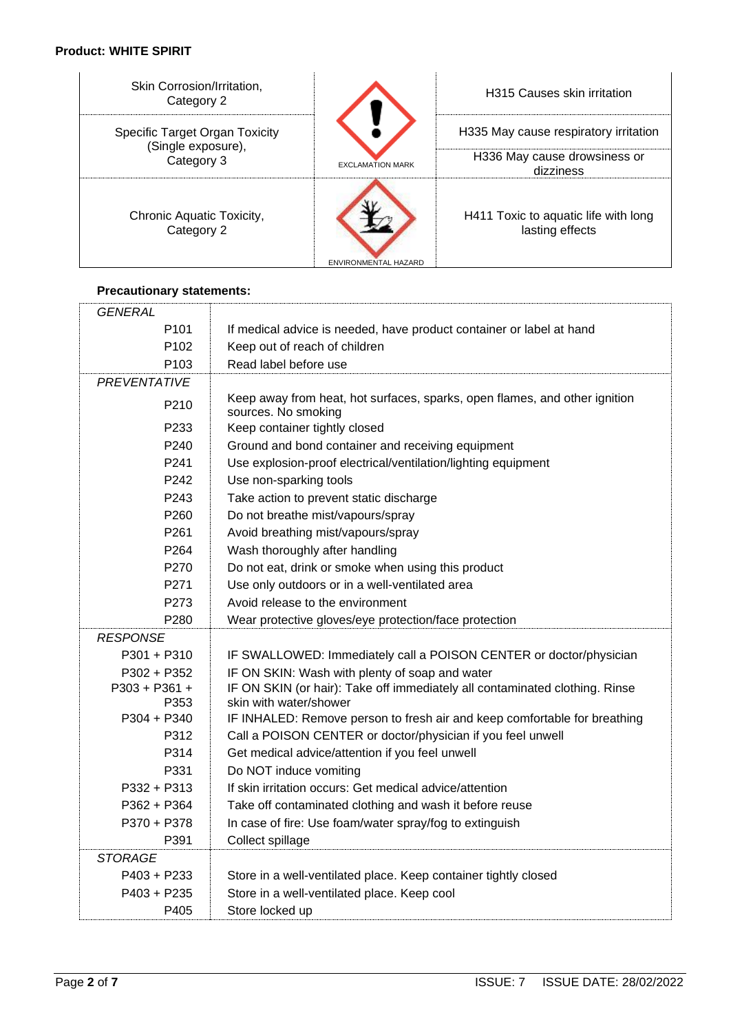**Product: WHITE SPIRIT**

| Hazard class | Pictogram | Hazard statement |
|---|---|---|
| Skin Corrosion/Irritation, Category 2 | EXCLAMATION MARK | H315 Causes skin irritation |
| Specific Target Organ Toxicity (Single exposure), Category 3 | | H335 May cause respiratory irritation |
| | | H336 May cause drowsiness or dizziness |
| Chronic Aquatic Toxicity, Category 2 | ENVIRONMENTAL HAZARD | H411 Toxic to aquatic life with long lasting effects |

**Precautionary statements:**

| | |
|---|---|
| *GENERAL* | |
| P101 | If medical advice is needed, have product container or label at hand |
| P102 | Keep out of reach of children |
| P103 | Read label before use |
| *PREVENTATIVE* | |
| P210 | Keep away from heat, hot surfaces, sparks, open flames, and other ignition sources. No smoking |
| P233 | Keep container tightly closed |
| P240 | Ground and bond container and receiving equipment |
| P241 | Use explosion-proof electrical/ventilation/lighting equipment |
| P242 | Use non-sparking tools |
| P243 | Take action to prevent static discharge |
| P260 | Do not breathe mist/vapours/spray |
| P261 | Avoid breathing mist/vapours/spray |
| P264 | Wash thoroughly after handling |
| P270 | Do not eat, drink or smoke when using this product |
| P271 | Use only outdoors or in a well-ventilated area |
| P273 | Avoid release to the environment |
| P280 | Wear protective gloves/eye protection/face protection |
| *RESPONSE* | |
| P301 + P310 | IF SWALLOWED: Immediately call a POISON CENTER or doctor/physician |
| P302 + P352 | IF ON SKIN: Wash with plenty of soap and water |
| P303 + P361 + P353 | IF ON SKIN (or hair): Take off immediately all contaminated clothing. Rinse skin with water/shower |
| P304 + P340 | IF INHALED: Remove person to fresh air and keep comfortable for breathing |
| P312 | Call a POISON CENTER or doctor/physician if you feel unwell |
| P314 | Get medical advice/attention if you feel unwell |
| P331 | Do NOT induce vomiting |
| P332 + P313 | If skin irritation occurs: Get medical advice/attention |
| P362 + P364 | Take off contaminated clothing and wash it before reuse |
| P370 + P378 | In case of fire: Use foam/water spray/fog to extinguish |
| P391 | Collect spillage |
| *STORAGE* | |
| P403 + P233 | Store in a well-ventilated place. Keep container tightly closed |
| P403 + P235 | Store in a well-ventilated place. Keep cool |
| P405 | Store locked up |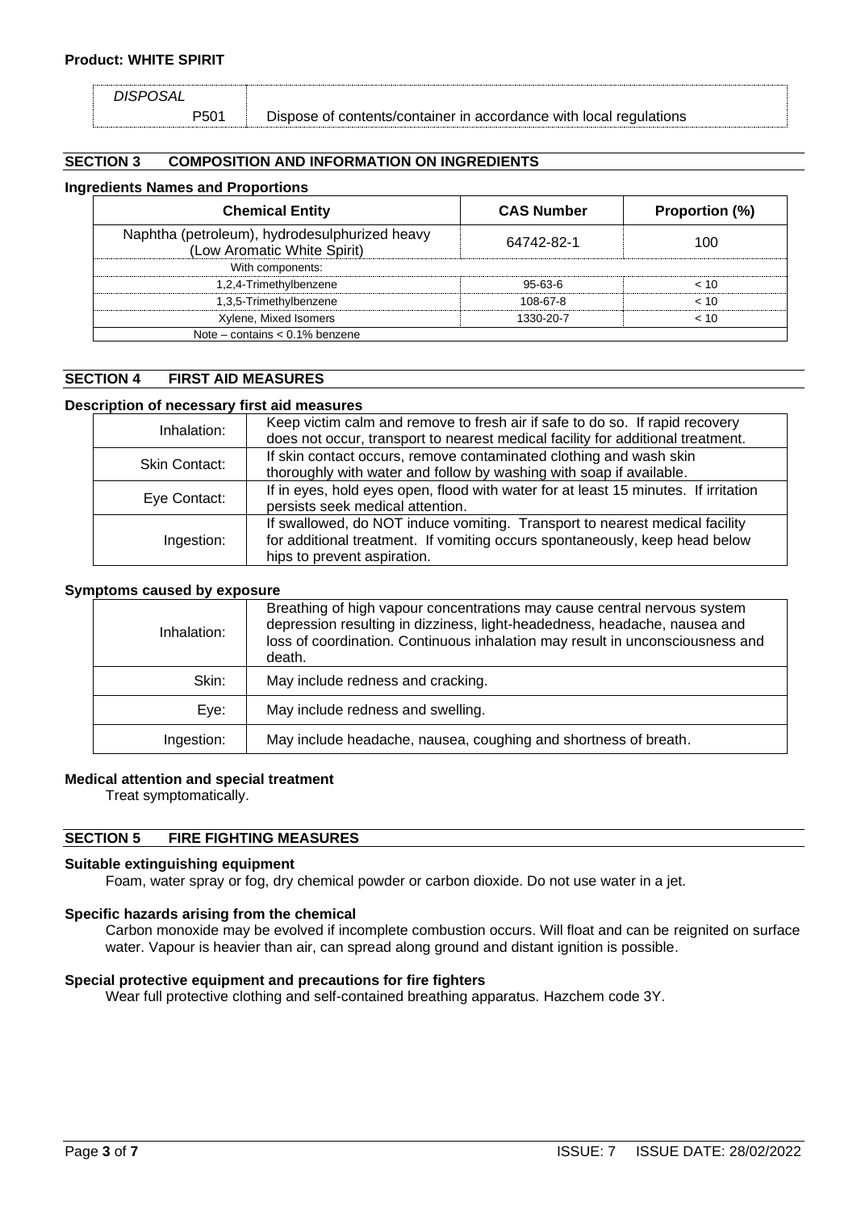**Product: WHITE SPIRIT**

| *DISPOSAL* | |
|---|---|
| P501 | Dispose of contents/container in accordance with local regulations |

## SECTION 3 COMPOSITION AND INFORMATION ON INGREDIENTS

### Ingredients Names and Proportions

| Chemical Entity | CAS Number | Proportion (%) |
|---|---|---|
| Naphtha (petroleum), hydrodesulphurized heavy (Low Aromatic White Spirit) | 64742-82-1 | 100 |
| With components: | | |
| 1,2,4-Trimethylbenzene | 95-63-6 | < 10 |
| 1,3,5-Trimethylbenzene | 108-67-8 | < 10 |
| Xylene, Mixed Isomers | 1330-20-7 | < 10 |
| Note – contains < 0.1% benzene | | |

## SECTION 4 FIRST AID MEASURES

### Description of necessary first aid measures

| | |
|---|---|
| Inhalation: | Keep victim calm and remove to fresh air if safe to do so. If rapid recovery does not occur, transport to nearest medical facility for additional treatment. |
| Skin Contact: | If skin contact occurs, remove contaminated clothing and wash skin thoroughly with water and follow by washing with soap if available. |
| Eye Contact: | If in eyes, hold eyes open, flood with water for at least 15 minutes. If irritation persists seek medical attention. |
| Ingestion: | If swallowed, do NOT induce vomiting. Transport to nearest medical facility for additional treatment. If vomiting occurs spontaneously, keep head below hips to prevent aspiration. |

### Symptoms caused by exposure

| | |
|---|---|
| Inhalation: | Breathing of high vapour concentrations may cause central nervous system depression resulting in dizziness, light-headedness, headache, nausea and loss of coordination. Continuous inhalation may result in unconsciousness and death. |
| Skin: | May include redness and cracking. |
| Eye: | May include redness and swelling. |
| Ingestion: | May include headache, nausea, coughing and shortness of breath. |

### Medical attention and special treatment

Treat symptomatically.

## SECTION 5 FIRE FIGHTING MEASURES

### Suitable extinguishing equipment

Foam, water spray or fog, dry chemical powder or carbon dioxide. Do not use water in a jet.

### Specific hazards arising from the chemical

Carbon monoxide may be evolved if incomplete combustion occurs. Will float and can be reignited on surface water. Vapour is heavier than air, can spread along ground and distant ignition is possible.

### Special protective equipment and precautions for fire fighters

Wear full protective clothing and self-contained breathing apparatus. Hazchem code 3Y.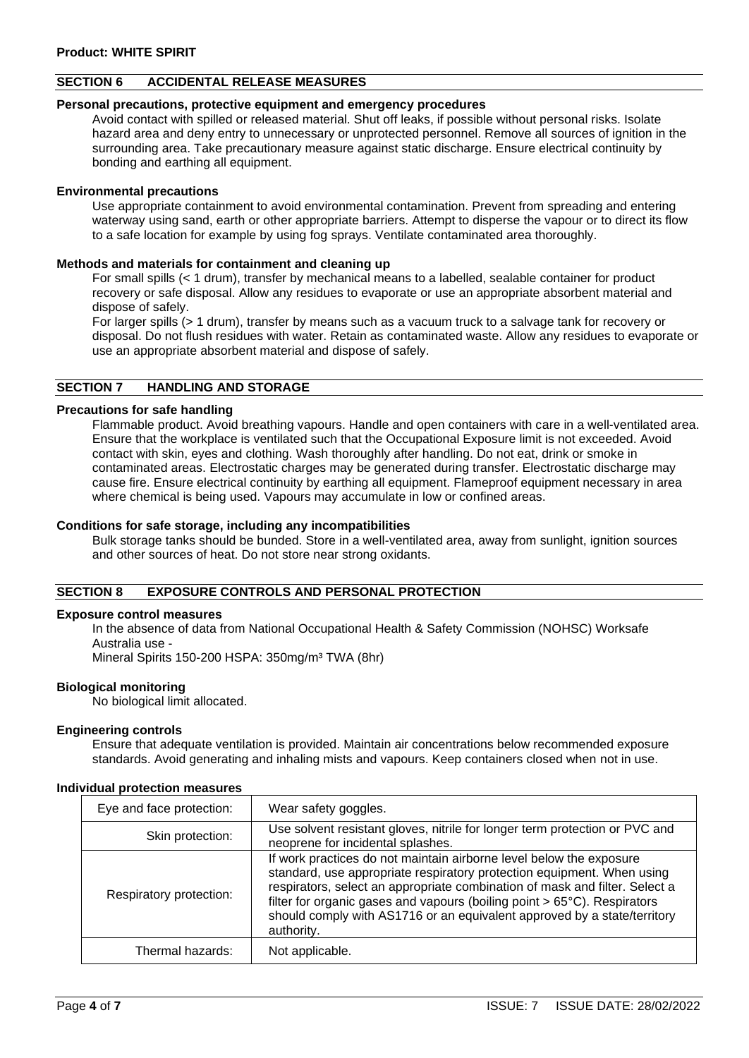**Product: WHITE SPIRIT**

## SECTION 6 ACCIDENTAL RELEASE MEASURES

### Personal precautions, protective equipment and emergency procedures

Avoid contact with spilled or released material. Shut off leaks, if possible without personal risks. Isolate hazard area and deny entry to unnecessary or unprotected personnel. Remove all sources of ignition in the surrounding area. Take precautionary measure against static discharge. Ensure electrical continuity by bonding and earthing all equipment.

### Environmental precautions

Use appropriate containment to avoid environmental contamination. Prevent from spreading and entering waterway using sand, earth or other appropriate barriers. Attempt to disperse the vapour or to direct its flow to a safe location for example by using fog sprays. Ventilate contaminated area thoroughly.

### Methods and materials for containment and cleaning up

For small spills (< 1 drum), transfer by mechanical means to a labelled, sealable container for product recovery or safe disposal. Allow any residues to evaporate or use an appropriate absorbent material and dispose of safely.

For larger spills (> 1 drum), transfer by means such as a vacuum truck to a salvage tank for recovery or disposal. Do not flush residues with water. Retain as contaminated waste. Allow any residues to evaporate or use an appropriate absorbent material and dispose of safely.

## SECTION 7 HANDLING AND STORAGE

### Precautions for safe handling

Flammable product. Avoid breathing vapours. Handle and open containers with care in a well-ventilated area. Ensure that the workplace is ventilated such that the Occupational Exposure limit is not exceeded. Avoid contact with skin, eyes and clothing. Wash thoroughly after handling. Do not eat, drink or smoke in contaminated areas. Electrostatic charges may be generated during transfer. Electrostatic discharge may cause fire. Ensure electrical continuity by earthing all equipment. Flameproof equipment necessary in area where chemical is being used. Vapours may accumulate in low or confined areas.

### Conditions for safe storage, including any incompatibilities

Bulk storage tanks should be bunded. Store in a well-ventilated area, away from sunlight, ignition sources and other sources of heat. Do not store near strong oxidants.

## SECTION 8 EXPOSURE CONTROLS AND PERSONAL PROTECTION

### Exposure control measures

In the absence of data from National Occupational Health & Safety Commission (NOHSC) Worksafe Australia use -

Mineral Spirits 150-200 HSPA: 350mg/m³ TWA (8hr)

### Biological monitoring

No biological limit allocated.

### Engineering controls

Ensure that adequate ventilation is provided. Maintain air concentrations below recommended exposure standards. Avoid generating and inhaling mists and vapours. Keep containers closed when not in use.

### Individual protection measures

| | |
|---|---|
| Eye and face protection: | Wear safety goggles. |
| Skin protection: | Use solvent resistant gloves, nitrile for longer term protection or PVC and neoprene for incidental splashes. |
| Respiratory protection: | If work practices do not maintain airborne level below the exposure standard, use appropriate respiratory protection equipment. When using respirators, select an appropriate combination of mask and filter. Select a filter for organic gases and vapours (boiling point > 65°C). Respirators should comply with AS1716 or an equivalent approved by a state/territory authority. |
| Thermal hazards: | Not applicable. |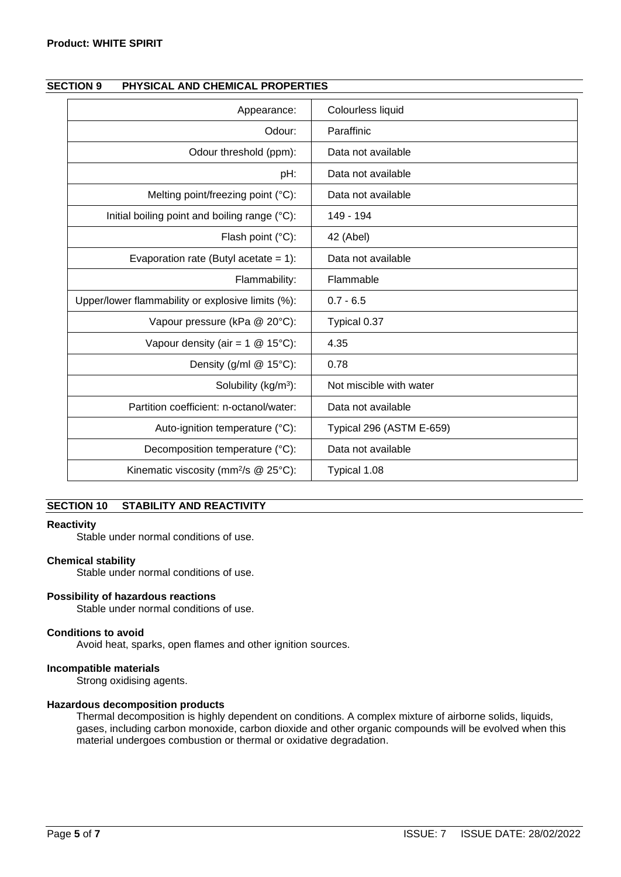**Product: WHITE SPIRIT**

## SECTION 9 PHYSICAL AND CHEMICAL PROPERTIES

| Property | Value |
|---|---|
| Appearance: | Colourless liquid |
| Odour: | Paraffinic |
| Odour threshold (ppm): | Data not available |
| pH: | Data not available |
| Melting point/freezing point (°C): | Data not available |
| Initial boiling point and boiling range (°C): | 149 - 194 |
| Flash point (°C): | 42 (Abel) |
| Evaporation rate (Butyl acetate = 1): | Data not available |
| Flammability: | Flammable |
| Upper/lower flammability or explosive limits (%): | 0.7 - 6.5 |
| Vapour pressure (kPa @ 20°C): | Typical 0.37 |
| Vapour density (air = 1 @ 15°C): | 4.35 |
| Density (g/ml @ 15°C): | 0.78 |
| Solubility (kg/m$^3$): | Not miscible with water |
| Partition coefficient: n-octanol/water: | Data not available |
| Auto-ignition temperature (°C): | Typical 296 (ASTM E-659) |
| Decomposition temperature (°C): | Data not available |
| Kinematic viscosity (mm$^2$/s @ 25°C): | Typical 1.08 |

## SECTION 10 STABILITY AND REACTIVITY

**Reactivity**

Stable under normal conditions of use.

**Chemical stability**

Stable under normal conditions of use.

**Possibility of hazardous reactions**

Stable under normal conditions of use.

**Conditions to avoid**

Avoid heat, sparks, open flames and other ignition sources.

**Incompatible materials**

Strong oxidising agents.

**Hazardous decomposition products**

Thermal decomposition is highly dependent on conditions. A complex mixture of airborne solids, liquids, gases, including carbon monoxide, carbon dioxide and other organic compounds will be evolved when this material undergoes combustion or thermal or oxidative degradation.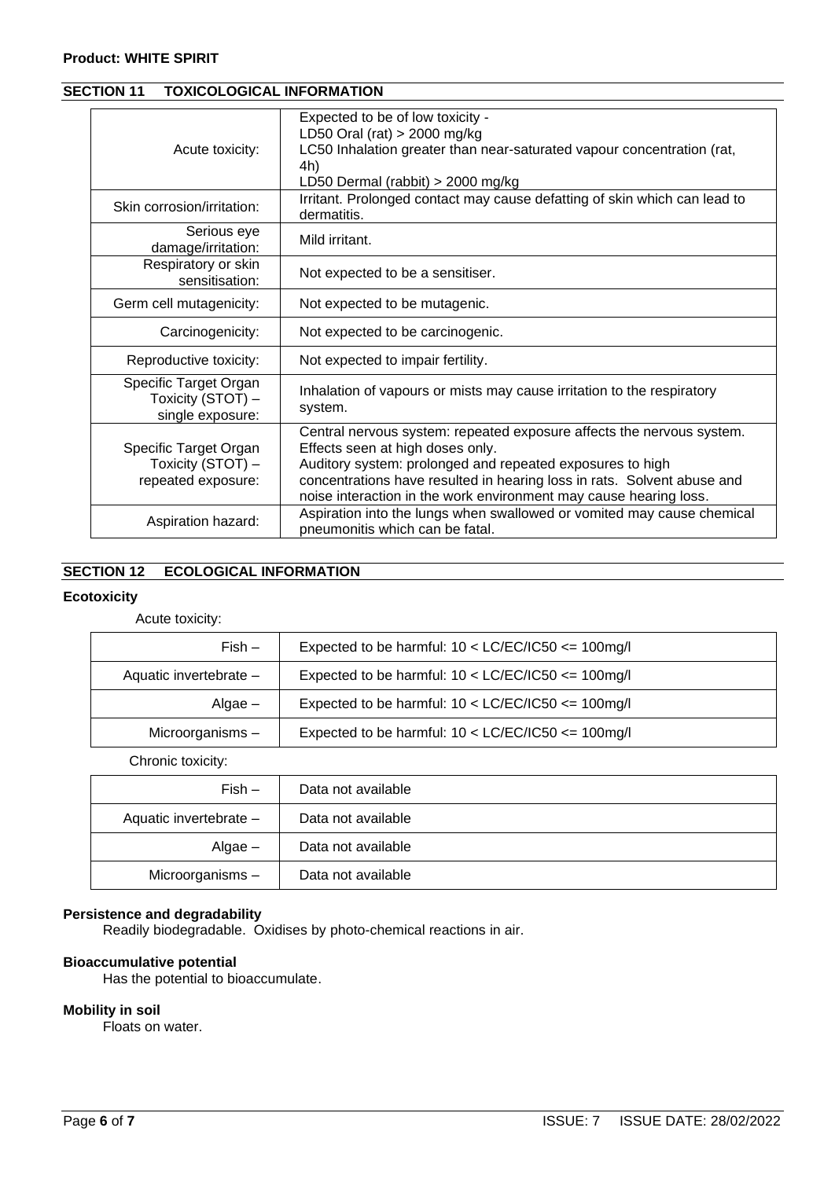**Product: WHITE SPIRIT**

## SECTION 11 TOXICOLOGICAL INFORMATION

| | |
|---|---|
| Acute toxicity: | Expected to be of low toxicity -<br>LD50 Oral (rat) > 2000 mg/kg<br>LC50 Inhalation greater than near-saturated vapour concentration (rat, 4h)<br>LD50 Dermal (rabbit) > 2000 mg/kg |
| Skin corrosion/irritation: | Irritant. Prolonged contact may cause defatting of skin which can lead to dermatitis. |
| Serious eye damage/irritation: | Mild irritant. |
| Respiratory or skin sensitisation: | Not expected to be a sensitiser. |
| Germ cell mutagenicity: | Not expected to be mutagenic. |
| Carcinogenicity: | Not expected to be carcinogenic. |
| Reproductive toxicity: | Not expected to impair fertility. |
| Specific Target Organ Toxicity (STOT) – single exposure: | Inhalation of vapours or mists may cause irritation to the respiratory system. |
| Specific Target Organ Toxicity (STOT) – repeated exposure: | Central nervous system: repeated exposure affects the nervous system. Effects seen at high doses only.<br>Auditory system: prolonged and repeated exposures to high concentrations have resulted in hearing loss in rats. Solvent abuse and noise interaction in the work environment may cause hearing loss. |
| Aspiration hazard: | Aspiration into the lungs when swallowed or vomited may cause chemical pneumonitis which can be fatal. |

## SECTION 12 ECOLOGICAL INFORMATION

### Ecotoxicity

Acute toxicity:

| | |
|---|---|
| Fish – | Expected to be harmful: 10 < LC/EC/IC50 <= 100mg/l |
| Aquatic invertebrate – | Expected to be harmful: 10 < LC/EC/IC50 <= 100mg/l |
| Algae – | Expected to be harmful: 10 < LC/EC/IC50 <= 100mg/l |
| Microorganisms – | Expected to be harmful: 10 < LC/EC/IC50 <= 100mg/l |

Chronic toxicity:

| | |
|---|---|
| Fish – | Data not available |
| Aquatic invertebrate – | Data not available |
| Algae – | Data not available |
| Microorganisms – | Data not available |

### Persistence and degradability

Readily biodegradable. Oxidises by photo-chemical reactions in air.

### Bioaccumulative potential

Has the potential to bioaccumulate.

### Mobility in soil

Floats on water.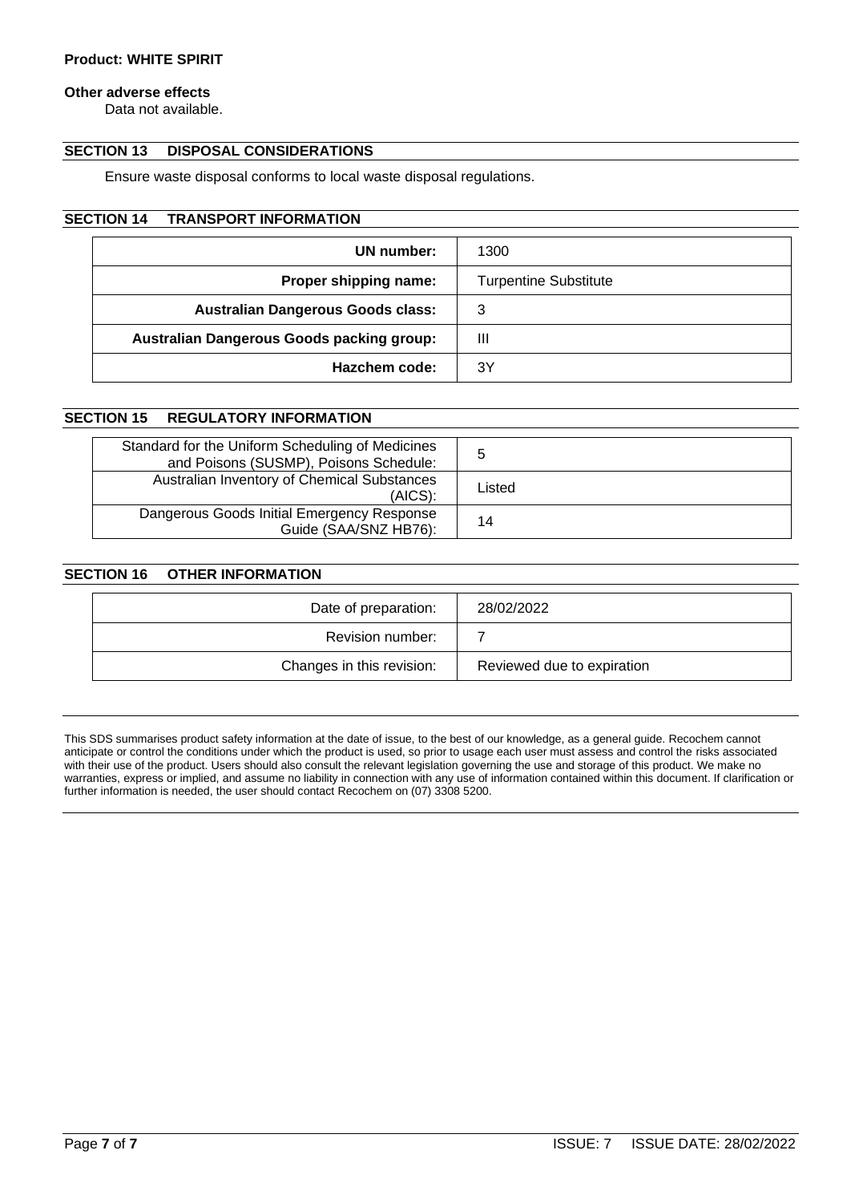**Other adverse effects**

Data not available.

## SECTION 13 DISPOSAL CONSIDERATIONS

Ensure waste disposal conforms to local waste disposal regulations.

## SECTION 14 TRANSPORT INFORMATION

| | |
|---|---|
| **UN number:** | 1300 |
| **Proper shipping name:** | Turpentine Substitute |
| **Australian Dangerous Goods class:** | 3 |
| **Australian Dangerous Goods packing group:** | III |
| **Hazchem code:** | 3Y |

## SECTION 15 REGULATORY INFORMATION

| | |
|---|---|
| Standard for the Uniform Scheduling of Medicines and Poisons (SUSMP), Poisons Schedule: | 5 |
| Australian Inventory of Chemical Substances (AICS): | Listed |
| Dangerous Goods Initial Emergency Response Guide (SAA/SNZ HB76): | 14 |

## SECTION 16 OTHER INFORMATION

| | |
|---|---|
| Date of preparation: | 28/02/2022 |
| Revision number: | 7 |
| Changes in this revision: | Reviewed due to expiration |

This SDS summarises product safety information at the date of issue, to the best of our knowledge, as a general guide. Recochem cannot anticipate or control the conditions under which the product is used, so prior to usage each user must assess and control the risks associated with their use of the product. Users should also consult the relevant legislation governing the use and storage of this product. We make no warranties, express or implied, and assume no liability in connection with any use of information contained within this document. If clarification or further information is needed, the user should contact Recochem on (07) 3308 5200.